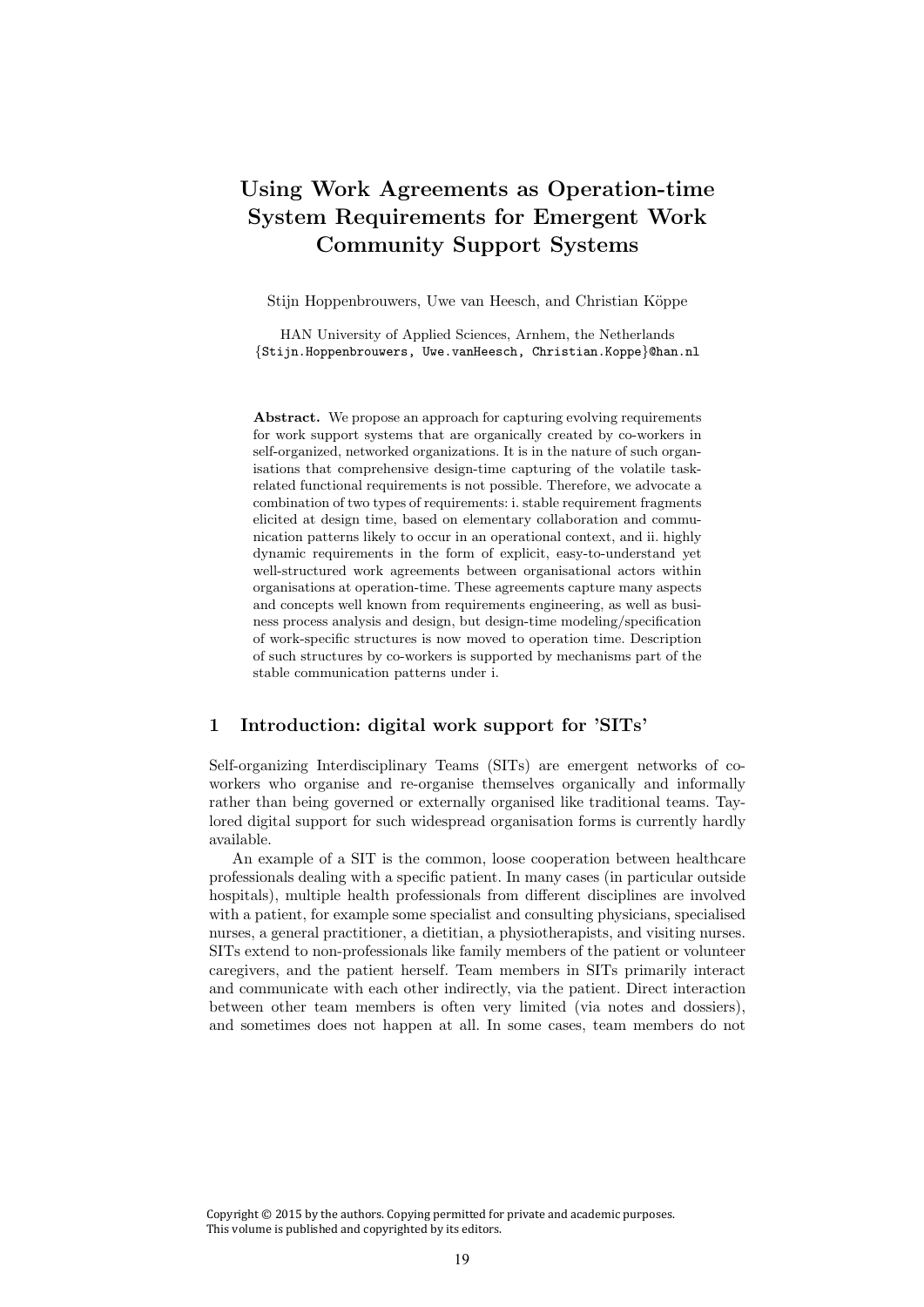#  Using Work Agreements as Operation-time System Requirements for Emergent Work Community Support Systems

Stijn Hoppenbrouwers, Uwe van Heesch, and Christian Köppe

HAN University of Applied Sciences, Arnhem, the Netherlands
{Stijn.Hoppenbrouwers, Uwe.vanHeesch, Christian.Koppe}@han.nl

**Abstract.** We propose an approach for capturing evolving requirements for work support systems that are organically created by co-workers in self-organized, networked organizations. It is in the nature of such organisations that comprehensive design-time capturing of the volatile task-related functional requirements is not possible. Therefore, we advocate a combination of two types of requirements: i. stable requirement fragments elicited at design time, based on elementary collaboration and communication patterns likely to occur in an operational context, and ii. highly dynamic requirements in the form of explicit, easy-to-understand yet well-structured work agreements between organisational actors within organisations at operation-time. These agreements capture many aspects and concepts well known from requirements engineering, as well as business process analysis and design, but design-time modeling/specification of work-specific structures is now moved to operation time. Description of such structures by co-workers is supported by mechanisms part of the stable communication patterns under i.

## 1 Introduction: digital work support for 'SITs'

Self-organizing Interdisciplinary Teams (SITs) are emergent networks of co-workers who organise and re-organise themselves organically and informally rather than being governed or externally organised like traditional teams. Tailored digital support for such widespread organisation forms is currently hardly available.

An example of a SIT is the common, loose cooperation between healthcare professionals dealing with a specific patient. In many cases (in particular outside hospitals), multiple health professionals from different disciplines are involved with a patient, for example some specialist and consulting physicians, specialised nurses, a general practitioner, a dietitian, a physiotherapists, and visiting nurses. SITs extend to non-professionals like family members of the patient or volunteer caregivers, and the patient herself. Team members in SITs primarily interact and communicate with each other indirectly, via the patient. Direct interaction between other team members is often very limited (via notes and dossiers), and sometimes does not happen at all. In some cases, team members do not

Copyright © 2015 by the authors. Copying permitted for private and academic purposes.
This volume is published and copyrighted by its editors.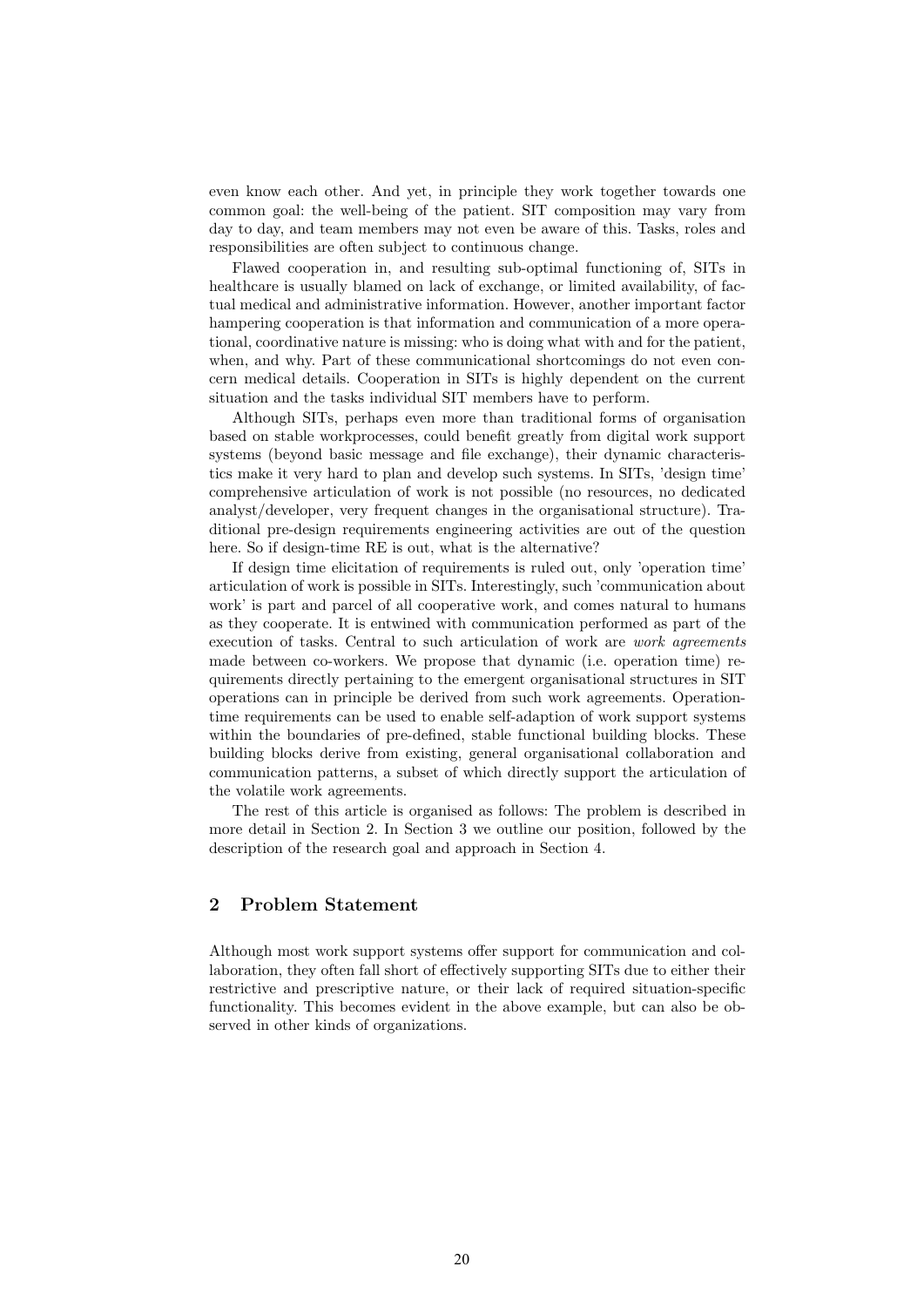even know each other. And yet, in principle they work together towards one common goal: the well-being of the patient. SIT composition may vary from day to day, and team members may not even be aware of this. Tasks, roles and responsibilities are often subject to continuous change.

Flawed cooperation in, and resulting sub-optimal functioning of, SITs in healthcare is usually blamed on lack of exchange, or limited availability, of factual medical and administrative information. However, another important factor hampering cooperation is that information and communication of a more operational, coordinative nature is missing: who is doing what with and for the patient, when, and why. Part of these communicational shortcomings do not even concern medical details. Cooperation in SITs is highly dependent on the current situation and the tasks individual SIT members have to perform.

Although SITs, perhaps even more than traditional forms of organisation based on stable workprocesses, could benefit greatly from digital work support systems (beyond basic message and file exchange), their dynamic characteristics make it very hard to plan and develop such systems. In SITs, 'design time' comprehensive articulation of work is not possible (no resources, no dedicated analyst/developer, very frequent changes in the organisational structure). Traditional pre-design requirements engineering activities are out of the question here. So if design-time RE is out, what is the alternative?

If design time elicitation of requirements is ruled out, only 'operation time' articulation of work is possible in SITs. Interestingly, such 'communication about work' is part and parcel of all cooperative work, and comes natural to humans as they cooperate. It is entwined with communication performed as part of the execution of tasks. Central to such articulation of work are *work agreements* made between co-workers. We propose that dynamic (i.e. operation time) requirements directly pertaining to the emergent organisational structures in SIT operations can in principle be derived from such work agreements. Operation-time requirements can be used to enable self-adaption of work support systems within the boundaries of pre-defined, stable functional building blocks. These building blocks derive from existing, general organisational collaboration and communication patterns, a subset of which directly support the articulation of the volatile work agreements.

The rest of this article is organised as follows: The problem is described in more detail in Section 2. In Section 3 we outline our position, followed by the description of the research goal and approach in Section 4.

## 2 Problem Statement

Although most work support systems offer support for communication and collaboration, they often fall short of effectively supporting SITs due to either their restrictive and prescriptive nature, or their lack of required situation-specific functionality. This becomes evident in the above example, but can also be observed in other kinds of organizations.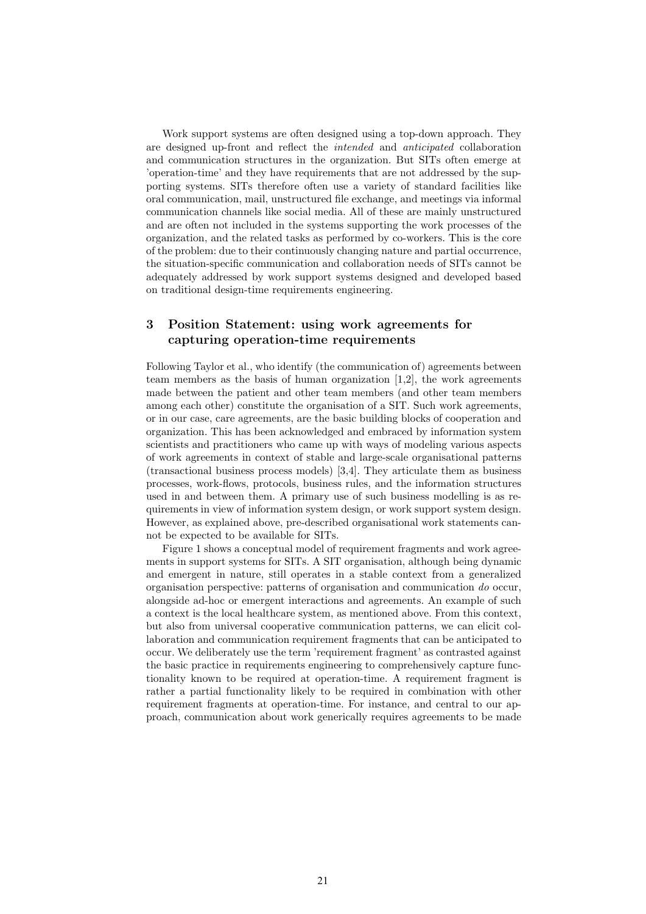Work support systems are often designed using a top-down approach. They are designed up-front and reflect the *intended* and *anticipated* collaboration and communication structures in the organization. But SITs often emerge at 'operation-time' and they have requirements that are not addressed by the supporting systems. SITs therefore often use a variety of standard facilities like oral communication, mail, unstructured file exchange, and meetings via informal communication channels like social media. All of these are mainly unstructured and are often not included in the systems supporting the work processes of the organization, and the related tasks as performed by co-workers. This is the core of the problem: due to their continuously changing nature and partial occurrence, the situation-specific communication and collaboration needs of SITs cannot be adequately addressed by work support systems designed and developed based on traditional design-time requirements engineering.

## 3 Position Statement: using work agreements for capturing operation-time requirements

Following Taylor et al., who identify (the communication of) agreements between team members as the basis of human organization [1,2], the work agreements made between the patient and other team members (and other team members among each other) constitute the organisation of a SIT. Such work agreements, or in our case, care agreements, are the basic building blocks of cooperation and organization. This has been acknowledged and embraced by information system scientists and practitioners who came up with ways of modeling various aspects of work agreements in context of stable and large-scale organisational patterns (transactional business process models) [3,4]. They articulate them as business processes, work-flows, protocols, business rules, and the information structures used in and between them. A primary use of such business modelling is as requirements in view of information system design, or work support system design. However, as explained above, pre-described organisational work statements cannot be expected to be available for SITs.

Figure 1 shows a conceptual model of requirement fragments and work agreements in support systems for SITs. A SIT organisation, although being dynamic and emergent in nature, still operates in a stable context from a generalized organisation perspective: patterns of organisation and communication *do* occur, alongside ad-hoc or emergent interactions and agreements. An example of such a context is the local healthcare system, as mentioned above. From this context, but also from universal cooperative communication patterns, we can elicit collaboration and communication requirement fragments that can be anticipated to occur. We deliberately use the term 'requirement fragment' as contrasted against the basic practice in requirements engineering to comprehensively capture functionality known to be required at operation-time. A requirement fragment is rather a partial functionality likely to be required in combination with other requirement fragments at operation-time. For instance, and central to our approach, communication about work generically requires agreements to be made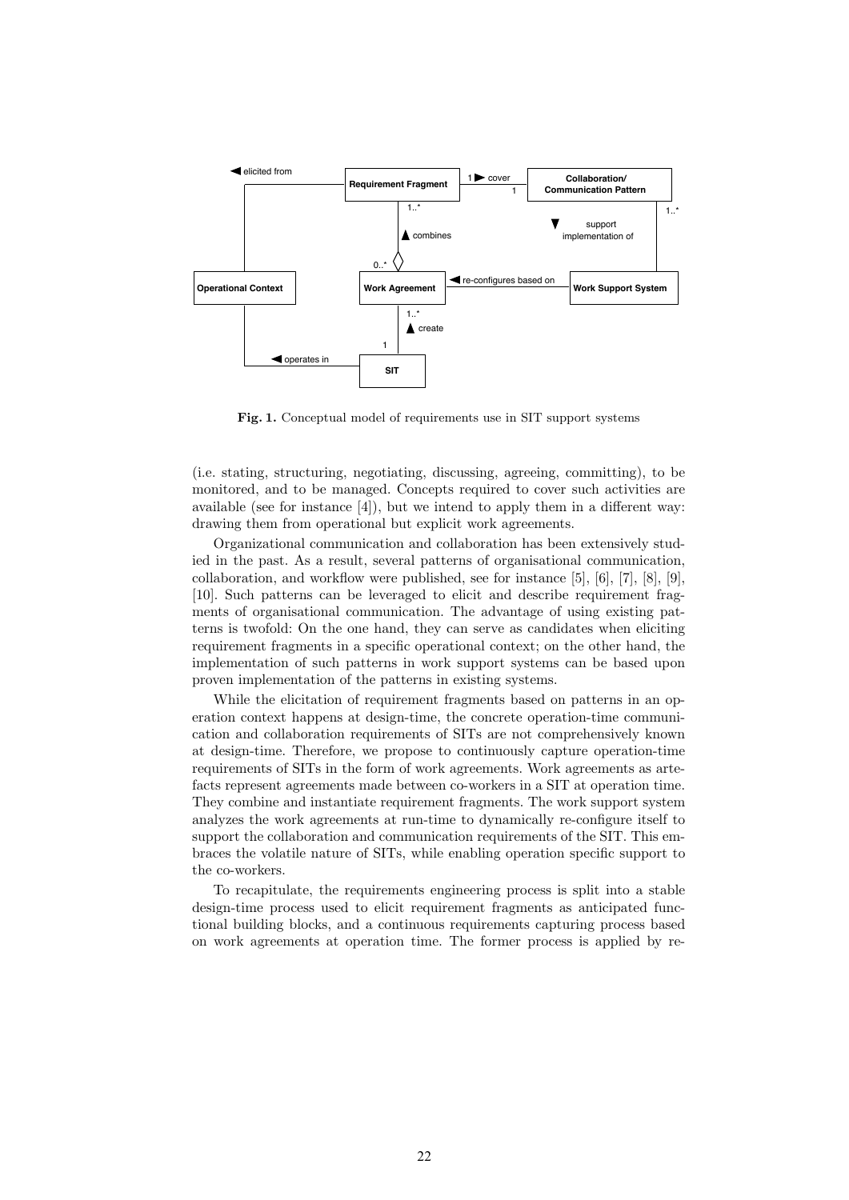**Fig. 1.** Conceptual model of requirements use in SIT support systems

(i.e. stating, structuring, negotiating, discussing, agreeing, committing), to be monitored, and to be managed. Concepts required to cover such activities are available (see for instance [4]), but we intend to apply them in a different way: drawing them from operational but explicit work agreements.

Organizational communication and collaboration has been extensively studied in the past. As a result, several patterns of organisational communication, collaboration, and workflow were published, see for instance [5], [6], [7], [8], [9], [10]. Such patterns can be leveraged to elicit and describe requirement fragments of organisational communication. The advantage of using existing patterns is twofold: On the one hand, they can serve as candidates when eliciting requirement fragments in a specific operational context; on the other hand, the implementation of such patterns in work support systems can be based upon proven implementation of the patterns in existing systems.

While the elicitation of requirement fragments based on patterns in an operation context happens at design-time, the concrete operation-time communication and collaboration requirements of SITs are not comprehensively known at design-time. Therefore, we propose to continuously capture operation-time requirements of SITs in the form of work agreements. Work agreements as artefacts represent agreements made between co-workers in a SIT at operation time. They combine and instantiate requirement fragments. The work support system analyzes the work agreements at run-time to dynamically re-configure itself to support the collaboration and communication requirements of the SIT. This embraces the volatile nature of SITs, while enabling operation specific support to the co-workers.

To recapitulate, the requirements engineering process is split into a stable design-time process used to elicit requirement fragments as anticipated functional building blocks, and a continuous requirements capturing process based on work agreements at operation time. The former process is applied by re-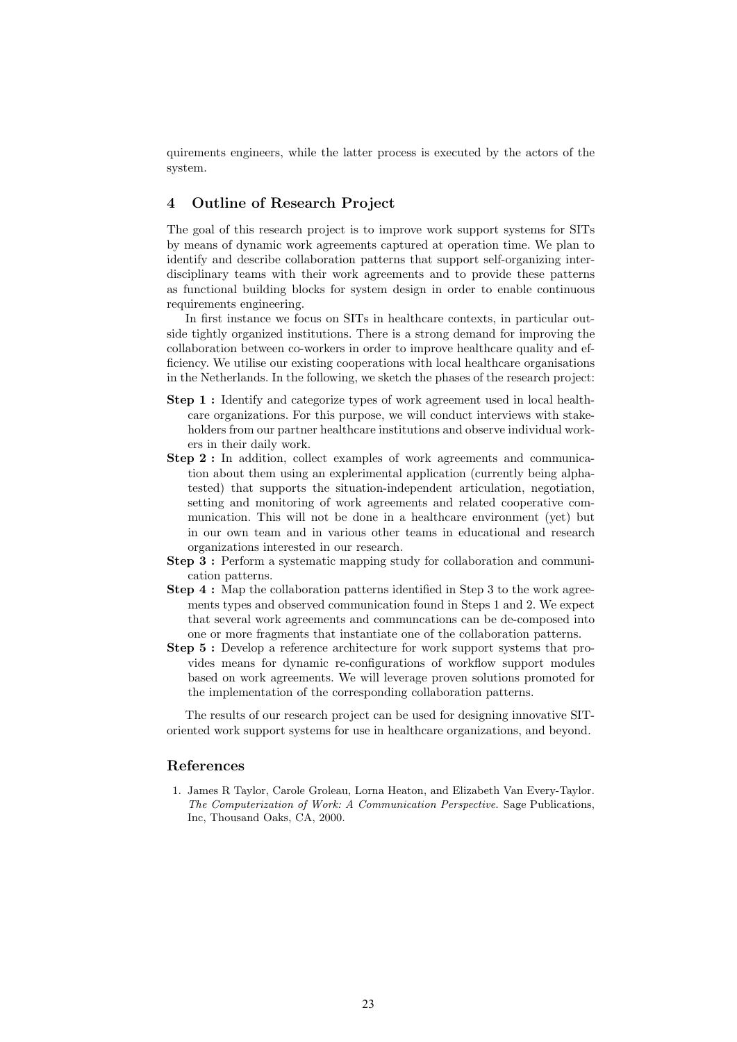quirements engineers, while the latter process is executed by the actors of the system.

## 4 Outline of Research Project

The goal of this research project is to improve work support systems for SITs by means of dynamic work agreements captured at operation time. We plan to identify and describe collaboration patterns that support self-organizing interdisciplinary teams with their work agreements and to provide these patterns as functional building blocks for system design in order to enable continuous requirements engineering.

In first instance we focus on SITs in healthcare contexts, in particular outside tightly organized institutions. There is a strong demand for improving the collaboration between co-workers in order to improve healthcare quality and efficiency. We utilise our existing cooperations with local healthcare organisations in the Netherlands. In the following, we sketch the phases of the research project:

- **Step 1 :** Identify and categorize types of work agreement used in local healthcare organizations. For this purpose, we will conduct interviews with stakeholders from our partner healthcare institutions and observe individual workers in their daily work.
- **Step 2 :** In addition, collect examples of work agreements and communication about them using an explerimental application (currently being alphatested) that supports the situation-independent articulation, negotiation, setting and monitoring of work agreements and related cooperative communication. This will not be done in a healthcare environment (yet) but in our own team and in various other teams in educational and research organizations interested in our research.
- **Step 3 :** Perform a systematic mapping study for collaboration and communication patterns.
- **Step 4 :** Map the collaboration patterns identified in Step 3 to the work agreements types and observed communication found in Steps 1 and 2. We expect that several work agreements and communcations can be de-composed into one or more fragments that instantiate one of the collaboration patterns.
- **Step 5 :** Develop a reference architecture for work support systems that provides means for dynamic re-configurations of workflow support modules based on work agreements. We will leverage proven solutions promoted for the implementation of the corresponding collaboration patterns.

The results of our research project can be used for designing innovative SIT-oriented work support systems for use in healthcare organizations, and beyond.

## References

1. James R Taylor, Carole Groleau, Lorna Heaton, and Elizabeth Van Every-Taylor. *The Computerization of Work: A Communication Perspective.* Sage Publications, Inc, Thousand Oaks, CA, 2000.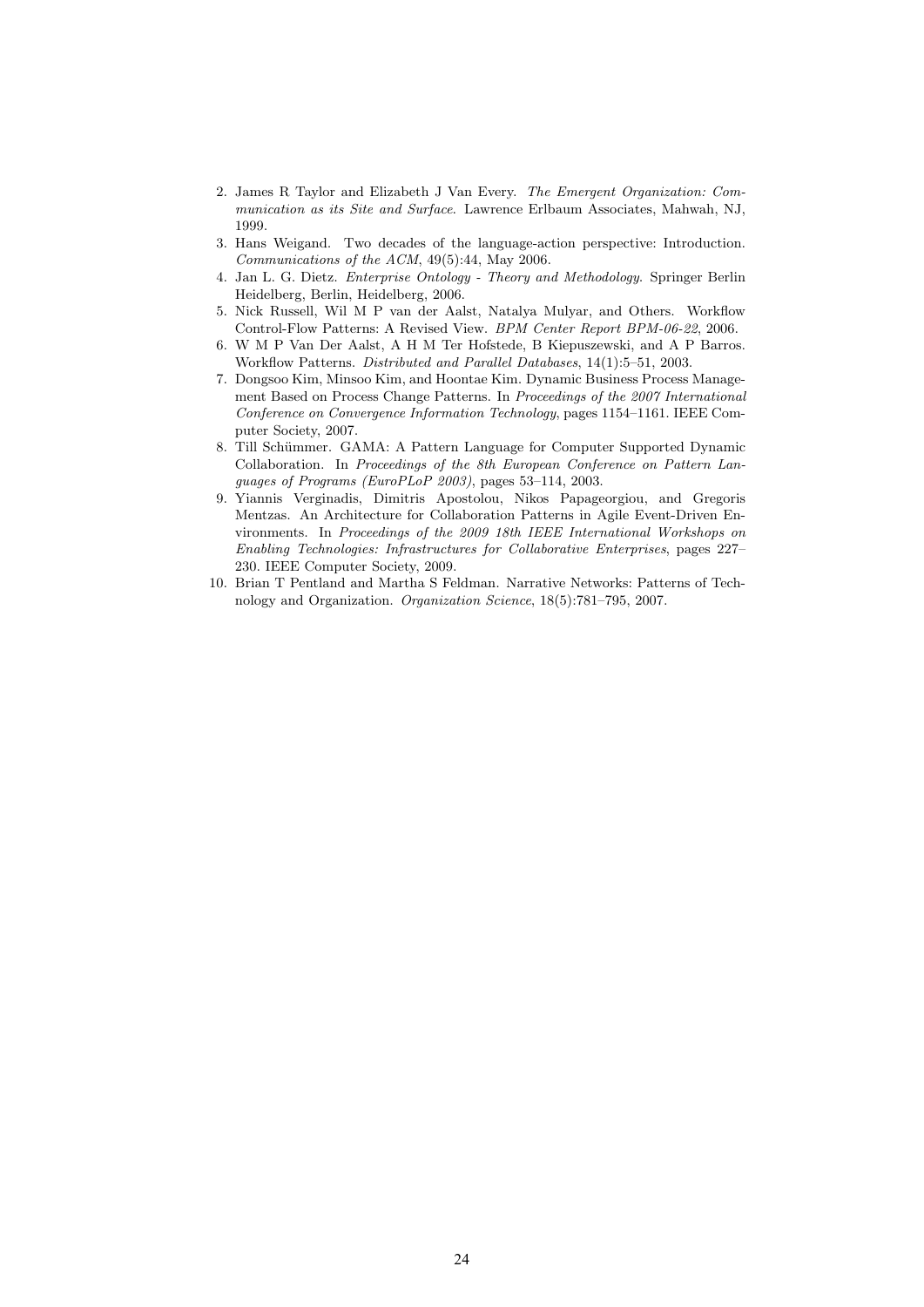2. James R Taylor and Elizabeth J Van Every. *The Emergent Organization: Communication as its Site and Surface*. Lawrence Erlbaum Associates, Mahwah, NJ, 1999.
3. Hans Weigand. Two decades of the language-action perspective: Introduction. *Communications of the ACM*, 49(5):44, May 2006.
4. Jan L. G. Dietz. *Enterprise Ontology - Theory and Methodology*. Springer Berlin Heidelberg, Berlin, Heidelberg, 2006.
5. Nick Russell, Wil M P van der Aalst, Natalya Mulyar, and Others. Workflow Control-Flow Patterns: A Revised View. *BPM Center Report BPM-06-22*, 2006.
6. W M P Van Der Aalst, A H M Ter Hofstede, B Kiepuszewski, and A P Barros. Workflow Patterns. *Distributed and Parallel Databases*, 14(1):5–51, 2003.
7. Dongsoo Kim, Minsoo Kim, and Hoontae Kim. Dynamic Business Process Management Based on Process Change Patterns. In *Proceedings of the 2007 International Conference on Convergence Information Technology*, pages 1154–1161. IEEE Computer Society, 2007.
8. Till Schümmer. GAMA: A Pattern Language for Computer Supported Dynamic Collaboration. In *Proceedings of the 8th European Conference on Pattern Languages of Programs (EuroPLoP 2003)*, pages 53–114, 2003.
9. Yiannis Verginadis, Dimitris Apostolou, Nikos Papageorgiou, and Gregoris Mentzas. An Architecture for Collaboration Patterns in Agile Event-Driven Environments. In *Proceedings of the 2009 18th IEEE International Workshops on Enabling Technologies: Infrastructures for Collaborative Enterprises*, pages 227–230. IEEE Computer Society, 2009.
10. Brian T Pentland and Martha S Feldman. Narrative Networks: Patterns of Technology and Organization. *Organization Science*, 18(5):781–795, 2007.